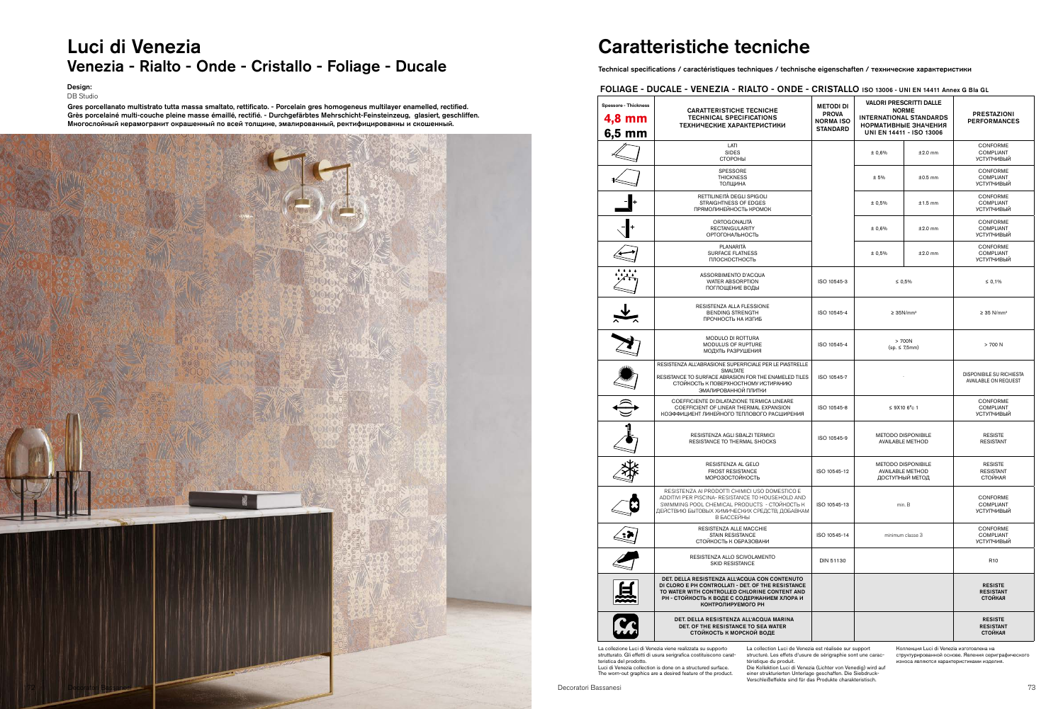# Luci di Venezia

## Venezia - Rialto - Onde - Cristallo - Foliage - Ducale

**Design:**
DB Studio

**Gres porcellanato multistrato tutta massa smaltato, rettificato. - Porcelain gres homogeneus multilayer enamelled, rectified.**
**Grès porcelainé multi-couche pleine masse émaillé, rectifié. - Durchgefärbtes Mehrschicht-Feinsteinzeug, glasiert, geschliffen.**
**Многослойный керамогранит окрашенный по всей толщине, эмалированный, ректифицированны и скошенный.**

# Caratteristiche tecniche

**Technical specifications / caractéristiques techniques / technische eigenschaften / технические характеристики**

## FOLIAGE - DUCALE - VENEZIA - RIALTO - ONDE - CRISTALLO ISO 13006 - UNI EN 14411 Annex G Bla GL

| Spessore - Thickness **4,8 mm** **6,5 mm** | CARATTERISTICHE TECNICHE TECHNICAL SPECIFICATIONS ТЕХНИЧЕСКИЕ ХАРАКТЕРИСТИКИ | METODI DI PROVA NORMA ISO STANDARD | VALORI PRESCRITTI DALLE NORME INTERNATIONAL STANDARDS НОРМАТИВНЫЕ ЗНАЧЕНИЯ UNI EN 14411 - ISO 13006 | | PRESTAZIONI PERFORMANCES |
|---|---|---|---|---|---|
| | LATI SIDES СТОРОНЫ | | ± 0,6% | ±2.0 mm | CONFORME COMPLIANT УСТУПЧИВЫЙ |
| | SPESSORE THICKNESS ТОЛЩИНА | | ± 5% | ±0.5 mm | CONFORME COMPLIANT УСТУПЧИВЫЙ |
| | RETTILINEITÀ DEGLI SPIGOLI STRAIGHTNESS OF EDGES ПРЯМОЛИНЕЙНОСТЬ КРОМОК | | ± 0,5% | ±1.5 mm | CONFORME COMPLIANT УСТУПЧИВЫЙ |
| | ORTOGONALITÀ RECTANGULARITY ОРТОГОНАЛЬНОСТЬ | | ± 0,6% | ±2.0 mm | CONFORME COMPLIANT УСТУПЧИВЫЙ |
| | PLANARITÀ SURFACE FLATNESS ПЛОСКОСТНОСТЬ | | ± 0,5% | ±2.0 mm | CONFORME COMPLIANT УСТУПЧИВЫЙ |
| | ASSORBIMENTO D'ACQUA WATER ABSORPTION ПОГЛОЩЕНИЕ ВОДЫ | ISO 10545-3 | ≤ 0,5% | | ≤ 0,1% |
| | RESISTENZA ALLA FLESSIONE BENDING STRENGTH ПРОЧНОСТЬ НА ИЗГИБ | ISO 10545-4 | ≥ 35N/mm² | | ≥ 35 N/mm² |
| | MODULO DI ROTTURA MODULUS OF RUPTURE МОДУЛЬ РАЗРУШЕНИЯ | ISO 10545-4 | > 700N (sp. ≤ 7,5mm) | | > 700 N |
| | RESISTENZA ALL'ABRASIONE SUPERFICIALE PER LE PIASTRELLE SMALTATE RESISTANCE TO SURFACE ABRASION FOR THE ENAMELED TILES СТОЙКОСТЬ К ПОВЕРХНОСТНОМУ ИСТИРАНИЮ ЭМАЛИРОВАННОЙ ПЛИТКИ | ISO 10545-7 | - | | DISPONIBILE SU RICHIESTA AVAILABLE ON REQUEST |
| | COEFFICIENTE DI DILATAZIONE TERMICA LINEARE COEFFICIENT OF LINEAR THERMAL EXPANSION КОЭФФИЦИЕНТ ЛИНЕЙНОГО ТЕПЛОВОГО РАСШИРЕНИЯ | ISO 10545-8 | ≤ 9X10 6°c 1 | | CONFORME COMPLIANT УСТУПЧИВЫЙ |
| | RESISTENZA AGLI SBALZI TERMICI RESISTANCE TO THERMAL SHOCKS | ISO 10545-9 | METODO DISPONIBILE AVAILABLE METHOD | | RESISTE RESISTANT |
| | RESISTENZA AL GELO FROST RESISTANCE МОРОЗОСТОЙКОСТЬ | ISO 10545-12 | METODO DISPONIBILE AVAILABLE METHOD ДОСТУПНЫЙ МЕТОД | | RESISTE RESISTANT СТОЙКАЯ |
| | RESISTENZA AI PRODOTTI CHIMICI USO DOMESTICO E ADDITIVI PER PISCINA- RESISTANCE TO HOUSEHOLD AND SWIMMING POOL CHEMICAL PRODUCTS - СТОЙКОСТЬ К ДЕЙСТВИЮ БЫТОВЫХ ХИМИЧЕСКИХ СРЕДСТВ, ДОБАВКАМ В БАССЕЙНЫ | ISO 10545-13 | min. B | | CONFORME COMPLIANT УСТУПЧИВЫЙ |
| | RESISTENZA ALLE MACCHIE STAIN RESISTANCE СТОЙКОСТЬ К ОБРАЗОВАНИ | ISO 10545-14 | minimum classe 3 | | CONFORME COMPLIANT УСТУПЧИВЫЙ |
| | RESISTENZA ALLO SCIVOLAMENTO SKID RESISTANCE | DIN 51130 | | | R10 |
| | **DET. DELLA RESISTENZA ALL'ACQUA CON CONTENUTO DI CLORO E PH CONTROLLATI - DET. OF THE RESISTANCE TO WATER WITH CONTROLLED CHLORINE CONTENT AND PH - СТОЙКОСТЬ К ВОДЕ С СОДЕРЖАНИЕМ ХЛОРА И КОНТРОЛИРУЕМОГО PH** | | | | **RESISTE RESISTANT СТОЙКАЯ** |
| | **DET. DELLA RESISTENZA ALL'ACQUA MARINA DET. OF THE RESISTANCE TO SEA WATER СТОЙКОСТЬ К МОРСКОЙ ВОДЕ** | | | | **RESISTE RESISTANT СТОЙКАЯ** |

La collezione Luci di Venezia viene realizzata su supporto strutturato. Gli effetti di usura serigrafica costituiscono caratteristica del prodotto.
Luci di Venezia collection is done on a structured surface. The worn-out graphics are a desired feature of the product.

La collection Luci de Venezia est réalisée sur support structuré. Les effets d'usure de sérigraphie sont une caractéristique du produit.
Die Kollektion Luci di Venezia (Lichter von Venedig) wird auf einer strukturierten Unterlage geschaffen. Die Siebdruck-Verschleißeffekte sind für das Produkte charakteristisch.

Коллекция Luci di Venezia изготовлена на структурированной основе. Явления сериграфического износа являются характеристиками изделия.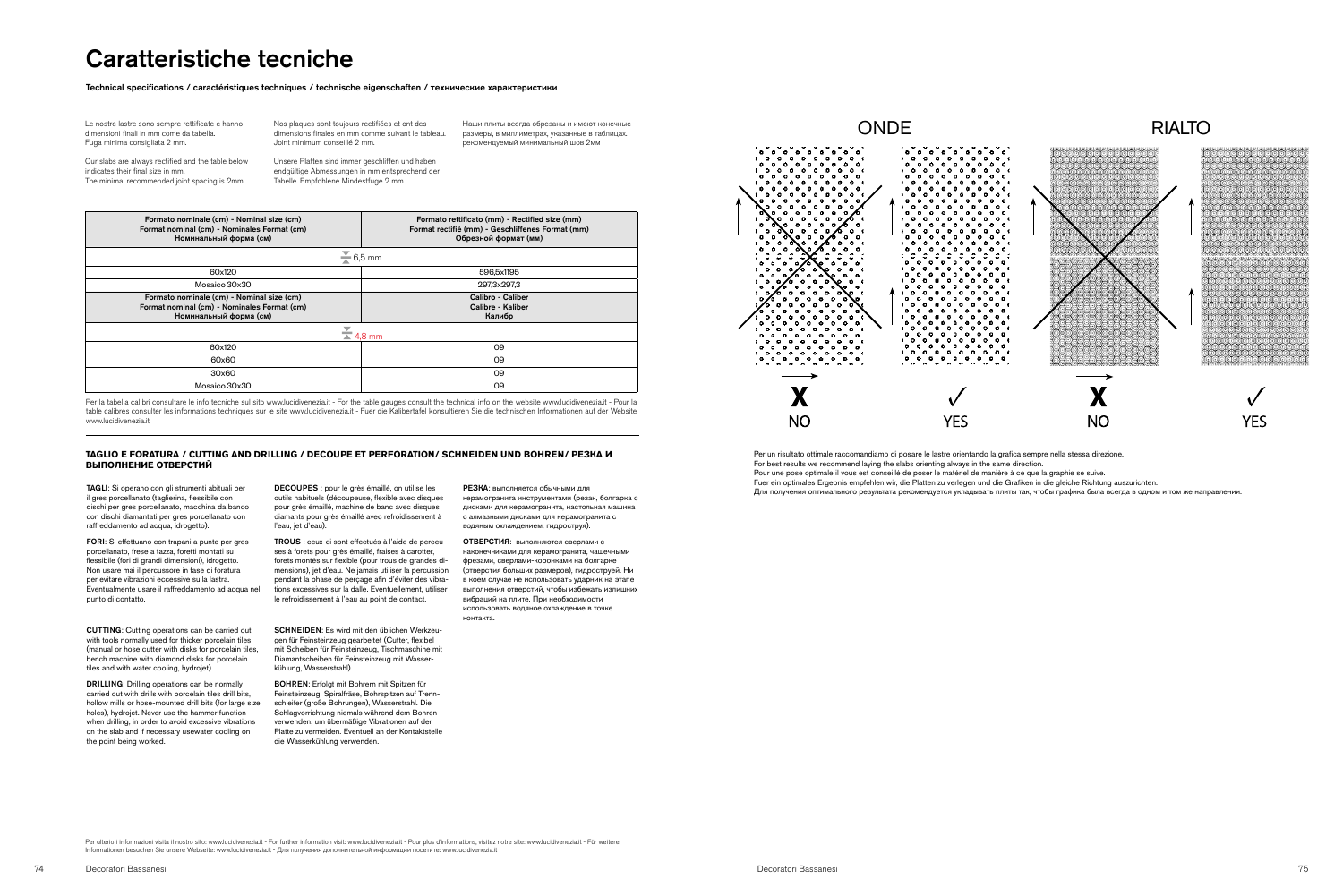# Caratteristiche tecniche

**Technical specifications / caractéristiques techniques / technische eigenschaften / технические характеристики**

Le nostre lastre sono sempre rettificate e hanno dimensioni finali in mm come da tabella. Fuga minima consigliata 2 mm.

Our slabs are always rectified and the table below indicates their final size in mm. The minimal recommended joint spacing is 2mm

Nos plaques sont toujours rectifiées et ont des dimensions finales en mm comme suivant le tableau. Joint minimum conseillé 2 mm.

Unsere Platten sind immer geschliffen und haben endgültige Abmessungen in mm entsprechend der Tabelle. Empfohlene Mindestfuge 2 mm

Наши плиты всегда обрезаны и имеют конечные размеры, в миллиметрах, указанные в таблицах. рекомендуемый минимальный шов 2мм

| Formato nominale (cm) - Nominal size (cm) Format nominal (cm) - Nominales Format (cm) Номинальный форма (см) | Formato rettificato (mm) - Rectified size (mm) Format rectifié (mm) - Geschliffenes Format (mm) Обрезной формат (мм) |
|---|---|
| 6,5 mm | |
| 60x120 | 596,5x1195 |
| Mosaico 30x30 | 297,3x297,3 |
| **Formato nominale (cm) - Nominal size (cm) Format nominal (cm) - Nominales Format (cm) Номинальный форма (см)** | **Calibro - Caliber Calibre - Kaliber Калибр** |
| 4,8 mm | |
| 60x120 | 09 |
| 60x60 | 09 |
| 30x60 | 09 |
| Mosaico 30x30 | 09 |

Per la tabella calibri consultare le info tecniche sul sito www.lucidivenezia.it - For the table gauges consult the technical info on the website www.lucidivenezia.it - Pour la table calibres consulter les informations techniques sur le site www.lucidivenezia.it - Fuer die Kalibertafel konsultieren Sie die technischen Informationen auf der Website www.lucidivenezia.it

## TAGLIO E FORATURA / CUTTING AND DRILLING / DECOUPE ET PERFORATION/ SCHNEIDEN UND BOHREN/ РЕЗКА И ВЫПОЛНЕНИЕ ОТВЕРСТИЙ

**TAGLI**: Si operano con gli strumenti abituali per il gres porcellanato (taglierina, flessibile con dischi per gres porcellanato, macchina da banco con dischi diamantati per gres porcellanato con raffreddamento ad acqua, idrogetto).

**FORI**: Si effettuano con trapani a punte per gres porcellanato, frese a tazza, foretti montati su flessibile (fori di grandi dimensioni), idrogetto. Non usare mai il percussore in fase di foratura per evitare vibrazioni eccessive sulla lastra. Eventualmente usare il raffreddamento ad acqua nel punto di contatto.

**CUTTING**: Cutting operations can be carried out with tools normally used for thicker porcelain tiles (manual or hose cutter with disks for porcelain tiles, bench machine with diamond disks for porcelain tiles and with water cooling, hydrojet).

**DRILLING**: Drilling operations can be normally carried out with drills with porcelain tiles drill bits, hollow mills or hose-mounted drill bits (for large size holes), hydrojet. Never use the hammer function when drilling, in order to avoid excessive vibrations on the slab and if necessary usewater cooling on the point being worked.

**DECOUPES** : pour le grès émaillé, on utilise les outils habituels (découpeuse, flexible avec disques pour grès émaillé, machine de banc avec disques diamants pour grès émaillé avec refroidissement à l'eau, jet d'eau).

**TROUS** : ceux-ci sont effectués à l'aide de perceuses à forets pour grès émaillé, fraises à carotter, forets montés sur flexible (pour trous de grandes dimensions), jet d'eau. Ne jamais utiliser la percussion pendant la phase de perçage afin d'éviter des vibrations excessives sur la dalle. Eventuellement, utiliser le refroidissement à l'eau au point de contact.

**SCHNEIDEN**: Es wird mit den üblichen Werkzeugen für Feinsteinzeug gearbeitet (Cutter, flexibel mit Scheiben für Feinsteinzeug, Tischmaschine mit Diamantscheiben für Feinsteinzeug mit Wasserkühlung, Wasserstrahl).

**BOHREN**: Erfolgt mit Bohrern mit Spitzen für Feinsteinzeug, Spiralfräse, Bohrspitzen auf Trennschleifer (große Bohrungen), Wasserstrahl. Die Schlagvorrichtung niemals während dem Bohren verwenden, um übermäßige Vibrationen auf der Platte zu vermeiden. Eventuell an der Kontaktstelle die Wasserkühlung verwenden.

**РЕЗКА**: выполняется обычными для керамогранита инструментами (резак, болгарка с дисками для керамогранита, настольная машина с алмазными дисками для керамогранита с водяным охлаждением, гидрострул).

**ОТВЕРСТИЯ**: выполняются сверлами с наконечниками для керамогранита, чашечными фрезами, сверлами-коронками на болгарке (отверстия больших размеров), гидроструей. Ни в коем случае не использовать ударник на этапе выполнения отверстий, чтобы избежать излишних вибраций на плите. При необходимости использовать водяное охлаждение в точке контакта.

Per ulteriori informazioni visita il nostro sito: www.lucidivenezia.it - For further information visit: www.lucidivenezia.it - Pour plus d'informations, visitez notre site: www.lucidivenezia.it - Für weitere Informationen besuchen Sie unsere Webseite: www.lucidivenezia.it - Для получения дополнительной информации посетите: www.lucidivenezia.it

ONDE — RIALTO

NO — YES — NO — YES

Per un risultato ottimale raccomandiamo di posare le lastre orientando la grafica sempre nella stessa direzione.
For best results we recommend laying the slabs orienting always in the same direction.
Pour une pose optimale il vous est conseillé de poser le matériel de manière à ce que la graphie se suive.
Fuer ein optimales Ergebnis empfehlen wir, die Platten zu verlegen und die Grafiken in die gleiche Richtung auszurichten.
Для получения оптимального результата рекомендуется укладывать плиты так, чтобы графика была всегда в одном и том же направлении.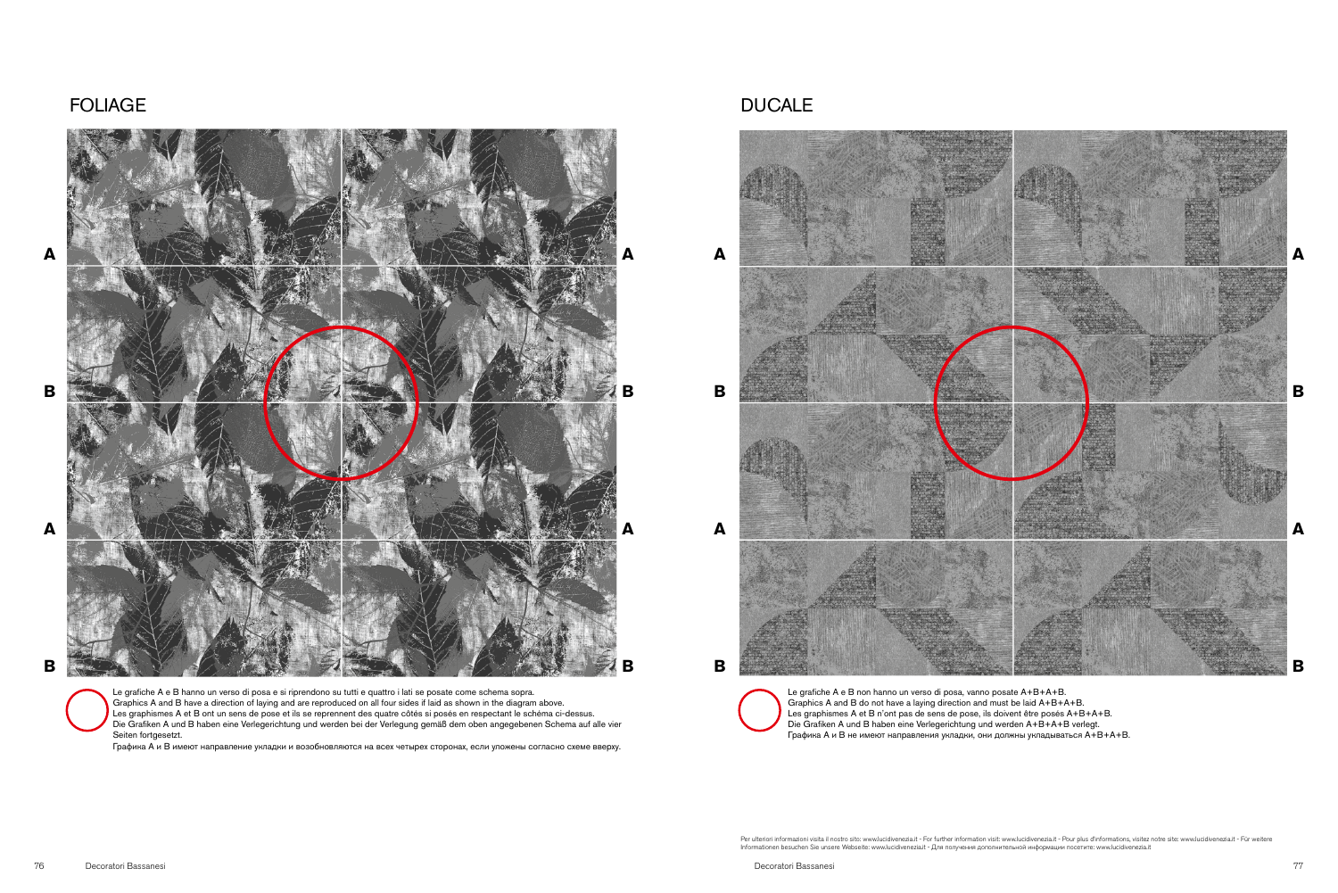## FOLIAGE

A

B

A

B

Le grafiche A e B hanno un verso di posa e si riprendono su tutti e quattro i lati se posate come schema sopra.
Graphics A and B have a direction of laying and are reproduced on all four sides if laid as shown in the diagram above.
Les graphismes A et B ont un sens de pose et ils se reprennent des quatre côtés si posés en respectant le schéma ci-dessus.
Die Grafiken A und B haben eine Verlegerichtung und werden bei der Verlegung gemäß dem oben angegebenen Schema auf alle vier Seiten fortgesetzt.
Графика А и В имеют направление укладки и возобновляются на всех четырех сторонах, если уложены согласно схеме вверху.

## DUCALE

A

B

A

B

Le grafiche A e B non hanno un verso di posa, vanno posate A+B+A+B.
Graphics A and B do not have a laying direction and must be laid A+B+A+B.
Les graphismes A et B n'ont pas de sens de pose, ils doivent être posés A+B+A+B.
Die Grafiken A und B haben eine Verlegerichtung und werden A+B+A+B verlegt.
Графика А и В не имеют направления укладки, они должны укладываться A+B+A+B.

Per ulteriori informazioni visita il nostro sito: www.lucidivenezia.it - For further information visit: www.lucidivenezia.it - Pour plus d'informations, visitez notre site: www.lucidivenezia.it - Für weitere Informationen besuchen Sie unsere Webseite: www.lucidivenezia.it - Для получения дополнительной информации посетите: www.lucidivenezia.it